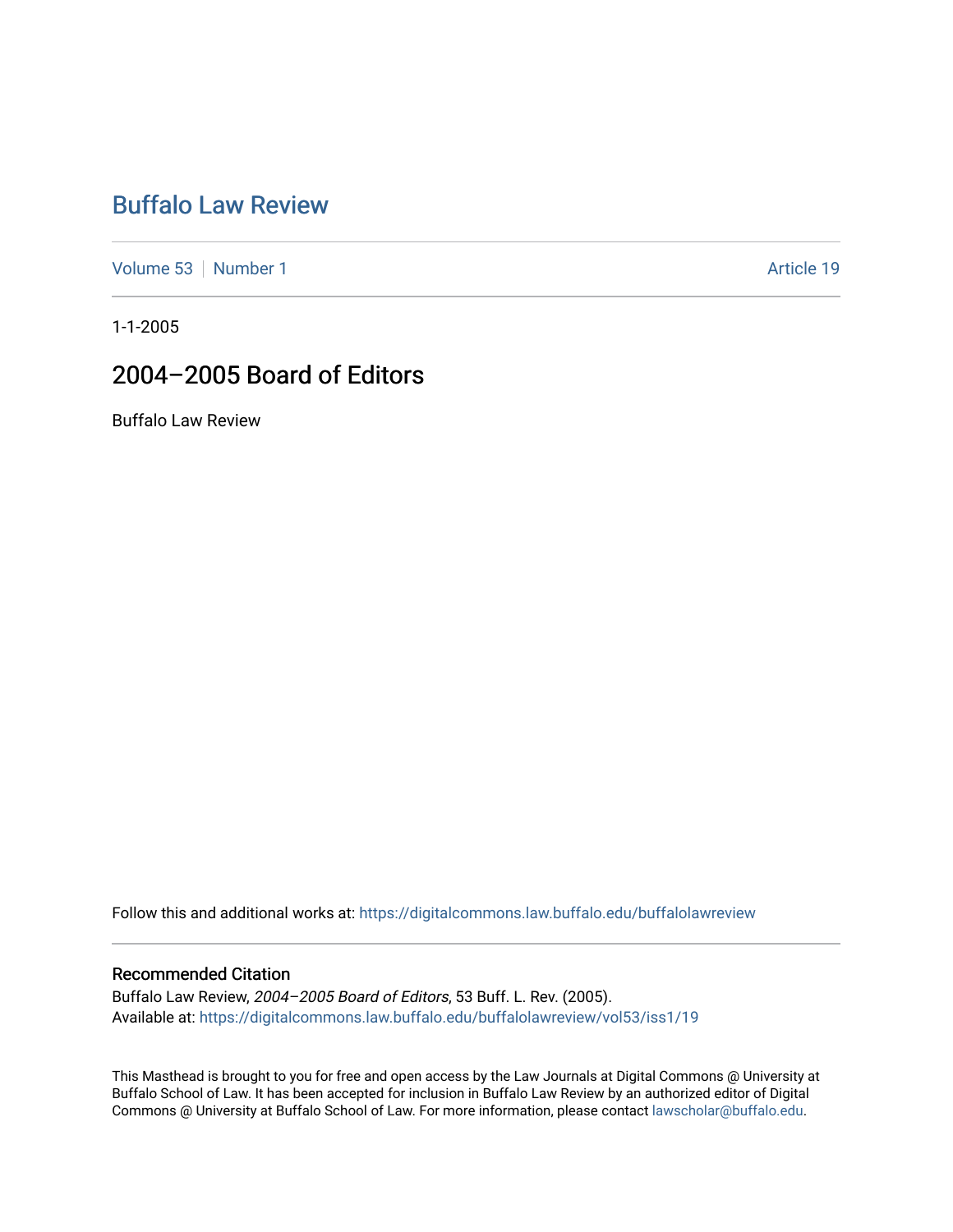# Buffalo Law Review

Volume 53 | Number 1

Article 19

1-1-2005

## 2004–2005 Board of Editors

Buffalo Law Review

Follow this and additional works at: https://digitalcommons.law.buffalo.edu/buffalolawreview

### Recommended Citation

Buffalo Law Review, *2004–2005 Board of Editors*, 53 Buff. L. Rev. (2005).
Available at: https://digitalcommons.law.buffalo.edu/buffalolawreview/vol53/iss1/19

This Masthead is brought to you for free and open access by the Law Journals at Digital Commons @ University at Buffalo School of Law. It has been accepted for inclusion in Buffalo Law Review by an authorized editor of Digital Commons @ University at Buffalo School of Law. For more information, please contact lawscholar@buffalo.edu.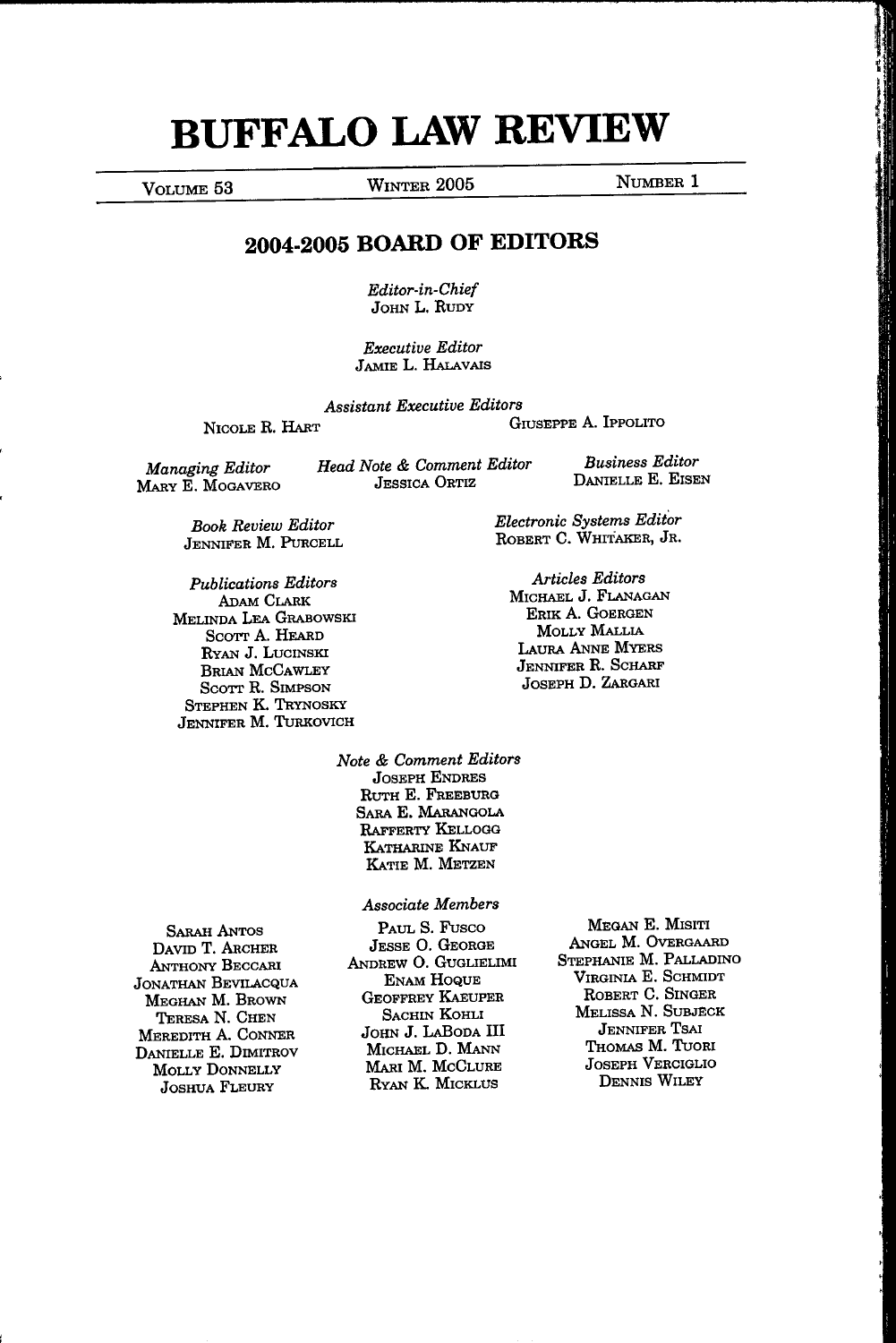# BUFFALO LAW REVIEW

VOLUME 53 | WINTER 2005 | NUMBER 1

## 2004-2005 BOARD OF EDITORS

*Editor-in-Chief*
JOHN L. RUDY

*Executive Editor*
JAMIE L. HALAVAIS

*Assistant Executive Editors*
NICOLE R. HART
GIUSEPPE A. IPPOLITO

*Managing Editor*
MARY E. MOGAVERO

*Head Note & Comment Editor*
JESSICA ORTIZ

*Business Editor*
DANIELLE E. EISEN

*Book Review Editor*
JENNIFER M. PURCELL

*Electronic Systems Editor*
ROBERT C. WHITAKER, JR.

*Publications Editors*
ADAM CLARK
MELINDA LEA GRABOWSKI
SCOTT A. HEARD
RYAN J. LUCINSKI
BRIAN MCCAWLEY
SCOTT R. SIMPSON
STEPHEN K. TRYNOSKY
JENNIFER M. TURKOVICH

*Articles Editors*
MICHAEL J. FLANAGAN
ERIK A. GOERGEN
MOLLY MALLIA
LAURA ANNE MYERS
JENNIFER R. SCHARF
JOSEPH D. ZARGARI

*Note & Comment Editors*
JOSEPH ENDRES
RUTH E. FREEBURG
SARA E. MARANGOLA
RAFFERTY KELLOGG
KATHARINE KNAUF
KATIE M. METZEN

*Associate Members*

SARAH ANTOS
DAVID T. ARCHER
ANTHONY BECCARI
JONATHAN BEVILACQUA
MEGHAN M. BROWN
TERESA N. CHEN
MEREDITH A. CONNER
DANIELLE E. DIMITROV
MOLLY DONNELLY
JOSHUA FLEURY

PAUL S. FUSCO
JESSE O. GEORGE
ANDREW O. GUGLIELIMI
ENAM HOQUE
GEOFFREY KAEUPER
SACHIN KOHLI
JOHN J. LABODA III
MICHAEL D. MANN
MARI M. MCCLURE
RYAN K. MICKLUS

MEGAN E. MISITI
ANGEL M. OVERGAARD
STEPHANIE M. PALLADINO
VIRGINIA E. SCHMIDT
ROBERT C. SINGER
MELISSA N. SUBJECK
JENNIFER TSAI
THOMAS M. TUORI
JOSEPH VERCIGLIO
DENNIS WILEY